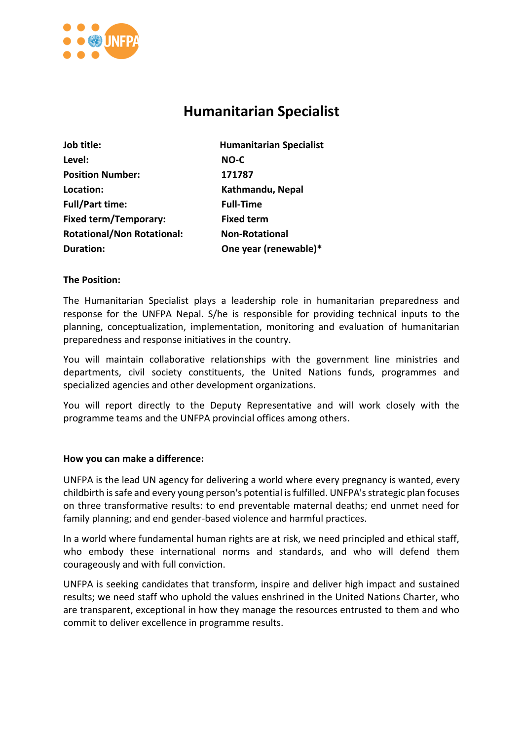# Humanitarian Specialist

| | |
|---|---|
| **Job title:** | **Humanitarian Specialist** |
| **Level:** | **NO-C** |
| **Position Number:** | **171787** |
| **Location:** | **Kathmandu, Nepal** |
| **Full/Part time:** | **Full-Time** |
| **Fixed term/Temporary:** | **Fixed term** |
| **Rotational/Non Rotational:** | **Non-Rotational** |
| **Duration:** | **One year (renewable)*** |

**The Position:**

The Humanitarian Specialist plays a leadership role in humanitarian preparedness and response for the UNFPA Nepal. S/he is responsible for providing technical inputs to the planning, conceptualization, implementation, monitoring and evaluation of humanitarian preparedness and response initiatives in the country.

You will maintain collaborative relationships with the government line ministries and departments, civil society constituents, the United Nations funds, programmes and specialized agencies and other development organizations.

You will report directly to the Deputy Representative and will work closely with the programme teams and the UNFPA provincial offices among others.

**How you can make a difference:**

UNFPA is the lead UN agency for delivering a world where every pregnancy is wanted, every childbirth is safe and every young person's potential is fulfilled. UNFPA's strategic plan focuses on three transformative results: to end preventable maternal deaths; end unmet need for family planning; and end gender-based violence and harmful practices.

In a world where fundamental human rights are at risk, we need principled and ethical staff, who embody these international norms and standards, and who will defend them courageously and with full conviction.

UNFPA is seeking candidates that transform, inspire and deliver high impact and sustained results; we need staff who uphold the values enshrined in the United Nations Charter, who are transparent, exceptional in how they manage the resources entrusted to them and who commit to deliver excellence in programme results.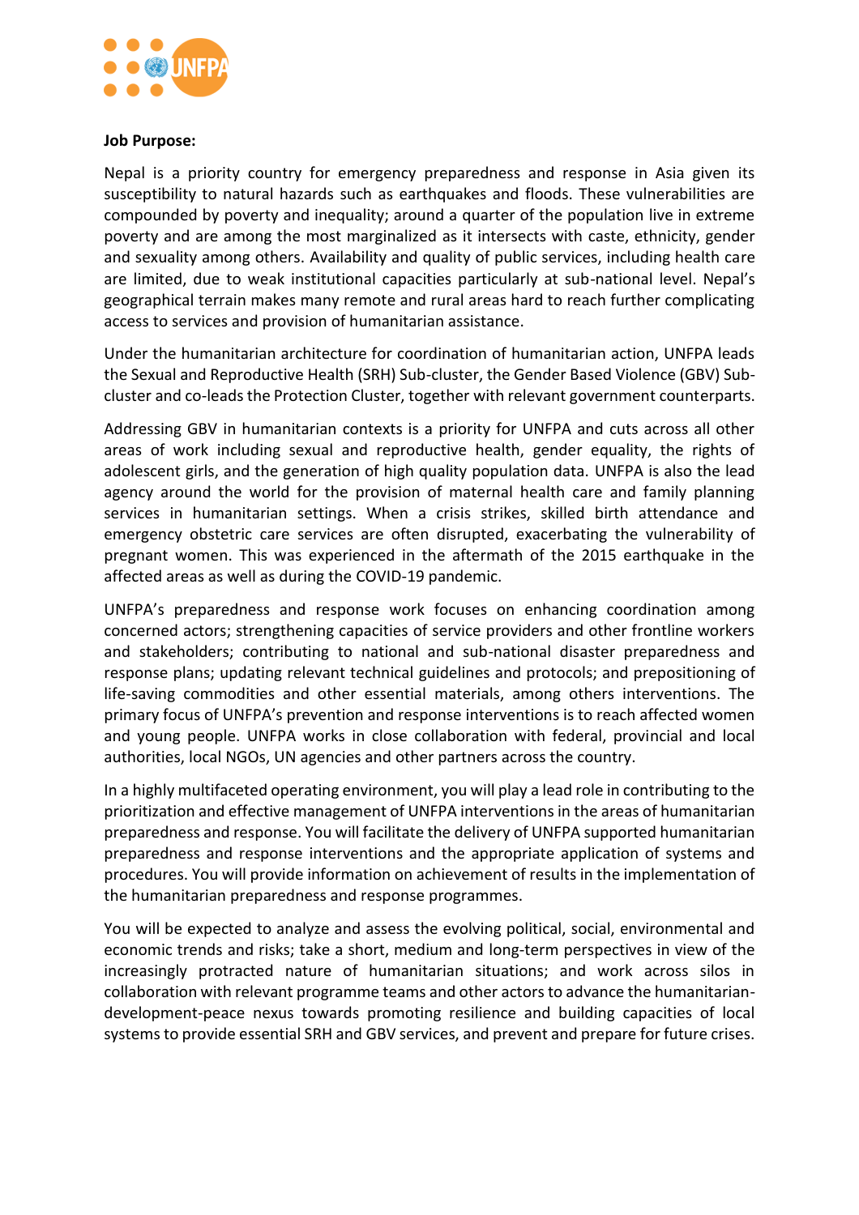**Job Purpose:**

Nepal is a priority country for emergency preparedness and response in Asia given its susceptibility to natural hazards such as earthquakes and floods. These vulnerabilities are compounded by poverty and inequality; around a quarter of the population live in extreme poverty and are among the most marginalized as it intersects with caste, ethnicity, gender and sexuality among others. Availability and quality of public services, including health care are limited, due to weak institutional capacities particularly at sub-national level. Nepal's geographical terrain makes many remote and rural areas hard to reach further complicating access to services and provision of humanitarian assistance.

Under the humanitarian architecture for coordination of humanitarian action, UNFPA leads the Sexual and Reproductive Health (SRH) Sub-cluster, the Gender Based Violence (GBV) Sub-cluster and co-leads the Protection Cluster, together with relevant government counterparts.

Addressing GBV in humanitarian contexts is a priority for UNFPA and cuts across all other areas of work including sexual and reproductive health, gender equality, the rights of adolescent girls, and the generation of high quality population data. UNFPA is also the lead agency around the world for the provision of maternal health care and family planning services in humanitarian settings. When a crisis strikes, skilled birth attendance and emergency obstetric care services are often disrupted, exacerbating the vulnerability of pregnant women. This was experienced in the aftermath of the 2015 earthquake in the affected areas as well as during the COVID-19 pandemic.

UNFPA's preparedness and response work focuses on enhancing coordination among concerned actors; strengthening capacities of service providers and other frontline workers and stakeholders; contributing to national and sub-national disaster preparedness and response plans; updating relevant technical guidelines and protocols; and prepositioning of life-saving commodities and other essential materials, among others interventions. The primary focus of UNFPA's prevention and response interventions is to reach affected women and young people. UNFPA works in close collaboration with federal, provincial and local authorities, local NGOs, UN agencies and other partners across the country.

In a highly multifaceted operating environment, you will play a lead role in contributing to the prioritization and effective management of UNFPA interventions in the areas of humanitarian preparedness and response. You will facilitate the delivery of UNFPA supported humanitarian preparedness and response interventions and the appropriate application of systems and procedures. You will provide information on achievement of results in the implementation of the humanitarian preparedness and response programmes.

You will be expected to analyze and assess the evolving political, social, environmental and economic trends and risks; take a short, medium and long-term perspectives in view of the increasingly protracted nature of humanitarian situations; and work across silos in collaboration with relevant programme teams and other actors to advance the humanitarian-development-peace nexus towards promoting resilience and building capacities of local systems to provide essential SRH and GBV services, and prevent and prepare for future crises.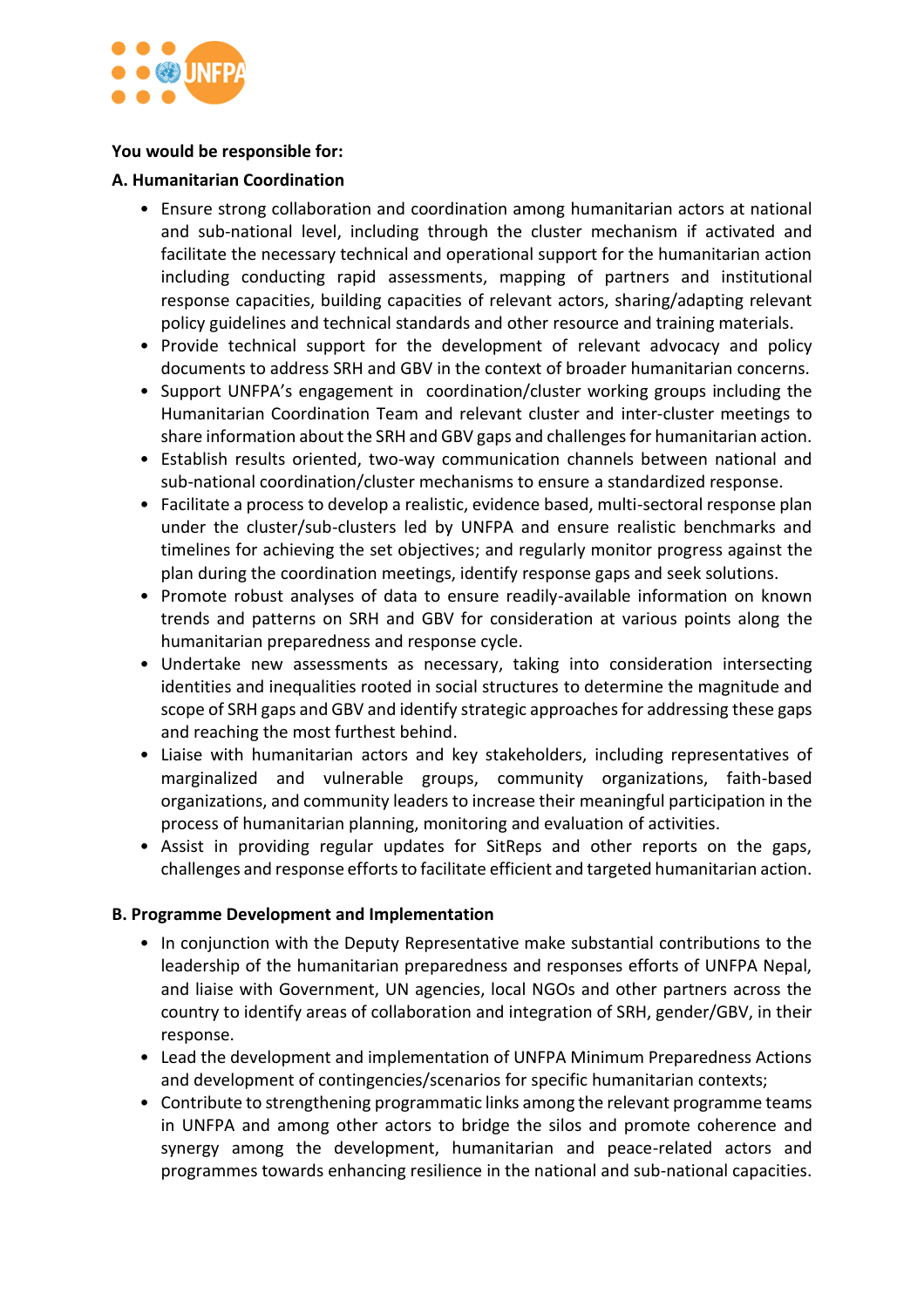**You would be responsible for:**

**A. Humanitarian Coordination**

- Ensure strong collaboration and coordination among humanitarian actors at national and sub-national level, including through the cluster mechanism if activated and facilitate the necessary technical and operational support for the humanitarian action including conducting rapid assessments, mapping of partners and institutional response capacities, building capacities of relevant actors, sharing/adapting relevant policy guidelines and technical standards and other resource and training materials.
- Provide technical support for the development of relevant advocacy and policy documents to address SRH and GBV in the context of broader humanitarian concerns.
- Support UNFPA's engagement in coordination/cluster working groups including the Humanitarian Coordination Team and relevant cluster and inter-cluster meetings to share information about the SRH and GBV gaps and challenges for humanitarian action.
- Establish results oriented, two-way communication channels between national and sub-national coordination/cluster mechanisms to ensure a standardized response.
- Facilitate a process to develop a realistic, evidence based, multi-sectoral response plan under the cluster/sub-clusters led by UNFPA and ensure realistic benchmarks and timelines for achieving the set objectives; and regularly monitor progress against the plan during the coordination meetings, identify response gaps and seek solutions.
- Promote robust analyses of data to ensure readily-available information on known trends and patterns on SRH and GBV for consideration at various points along the humanitarian preparedness and response cycle.
- Undertake new assessments as necessary, taking into consideration intersecting identities and inequalities rooted in social structures to determine the magnitude and scope of SRH gaps and GBV and identify strategic approaches for addressing these gaps and reaching the most furthest behind.
- Liaise with humanitarian actors and key stakeholders, including representatives of marginalized and vulnerable groups, community organizations, faith-based organizations, and community leaders to increase their meaningful participation in the process of humanitarian planning, monitoring and evaluation of activities.
- Assist in providing regular updates for SitReps and other reports on the gaps, challenges and response efforts to facilitate efficient and targeted humanitarian action.

**B. Programme Development and Implementation**

- In conjunction with the Deputy Representative make substantial contributions to the leadership of the humanitarian preparedness and responses efforts of UNFPA Nepal, and liaise with Government, UN agencies, local NGOs and other partners across the country to identify areas of collaboration and integration of SRH, gender/GBV, in their response.
- Lead the development and implementation of UNFPA Minimum Preparedness Actions and development of contingencies/scenarios for specific humanitarian contexts;
- Contribute to strengthening programmatic links among the relevant programme teams in UNFPA and among other actors to bridge the silos and promote coherence and synergy among the development, humanitarian and peace-related actors and programmes towards enhancing resilience in the national and sub-national capacities.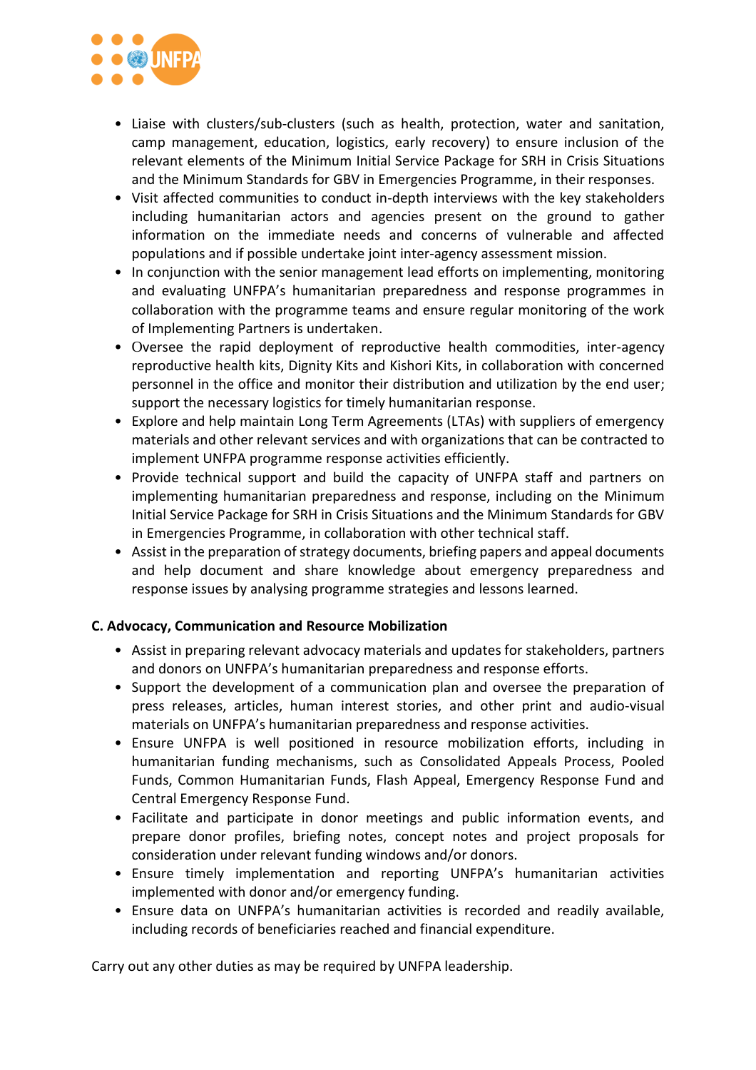- Liaise with clusters/sub-clusters (such as health, protection, water and sanitation, camp management, education, logistics, early recovery) to ensure inclusion of the relevant elements of the Minimum Initial Service Package for SRH in Crisis Situations and the Minimum Standards for GBV in Emergencies Programme, in their responses.
- Visit affected communities to conduct in-depth interviews with the key stakeholders including humanitarian actors and agencies present on the ground to gather information on the immediate needs and concerns of vulnerable and affected populations and if possible undertake joint inter-agency assessment mission.
- In conjunction with the senior management lead efforts on implementing, monitoring and evaluating UNFPA's humanitarian preparedness and response programmes in collaboration with the programme teams and ensure regular monitoring of the work of Implementing Partners is undertaken.
- Oversee the rapid deployment of reproductive health commodities, inter-agency reproductive health kits, Dignity Kits and Kishori Kits, in collaboration with concerned personnel in the office and monitor their distribution and utilization by the end user; support the necessary logistics for timely humanitarian response.
- Explore and help maintain Long Term Agreements (LTAs) with suppliers of emergency materials and other relevant services and with organizations that can be contracted to implement UNFPA programme response activities efficiently.
- Provide technical support and build the capacity of UNFPA staff and partners on implementing humanitarian preparedness and response, including on the Minimum Initial Service Package for SRH in Crisis Situations and the Minimum Standards for GBV in Emergencies Programme, in collaboration with other technical staff.
- Assist in the preparation of strategy documents, briefing papers and appeal documents and help document and share knowledge about emergency preparedness and response issues by analysing programme strategies and lessons learned.

**C. Advocacy, Communication and Resource Mobilization**

- Assist in preparing relevant advocacy materials and updates for stakeholders, partners and donors on UNFPA's humanitarian preparedness and response efforts.
- Support the development of a communication plan and oversee the preparation of press releases, articles, human interest stories, and other print and audio-visual materials on UNFPA's humanitarian preparedness and response activities.
- Ensure UNFPA is well positioned in resource mobilization efforts, including in humanitarian funding mechanisms, such as Consolidated Appeals Process, Pooled Funds, Common Humanitarian Funds, Flash Appeal, Emergency Response Fund and Central Emergency Response Fund.
- Facilitate and participate in donor meetings and public information events, and prepare donor profiles, briefing notes, concept notes and project proposals for consideration under relevant funding windows and/or donors.
- Ensure timely implementation and reporting UNFPA's humanitarian activities implemented with donor and/or emergency funding.
- Ensure data on UNFPA's humanitarian activities is recorded and readily available, including records of beneficiaries reached and financial expenditure.

Carry out any other duties as may be required by UNFPA leadership.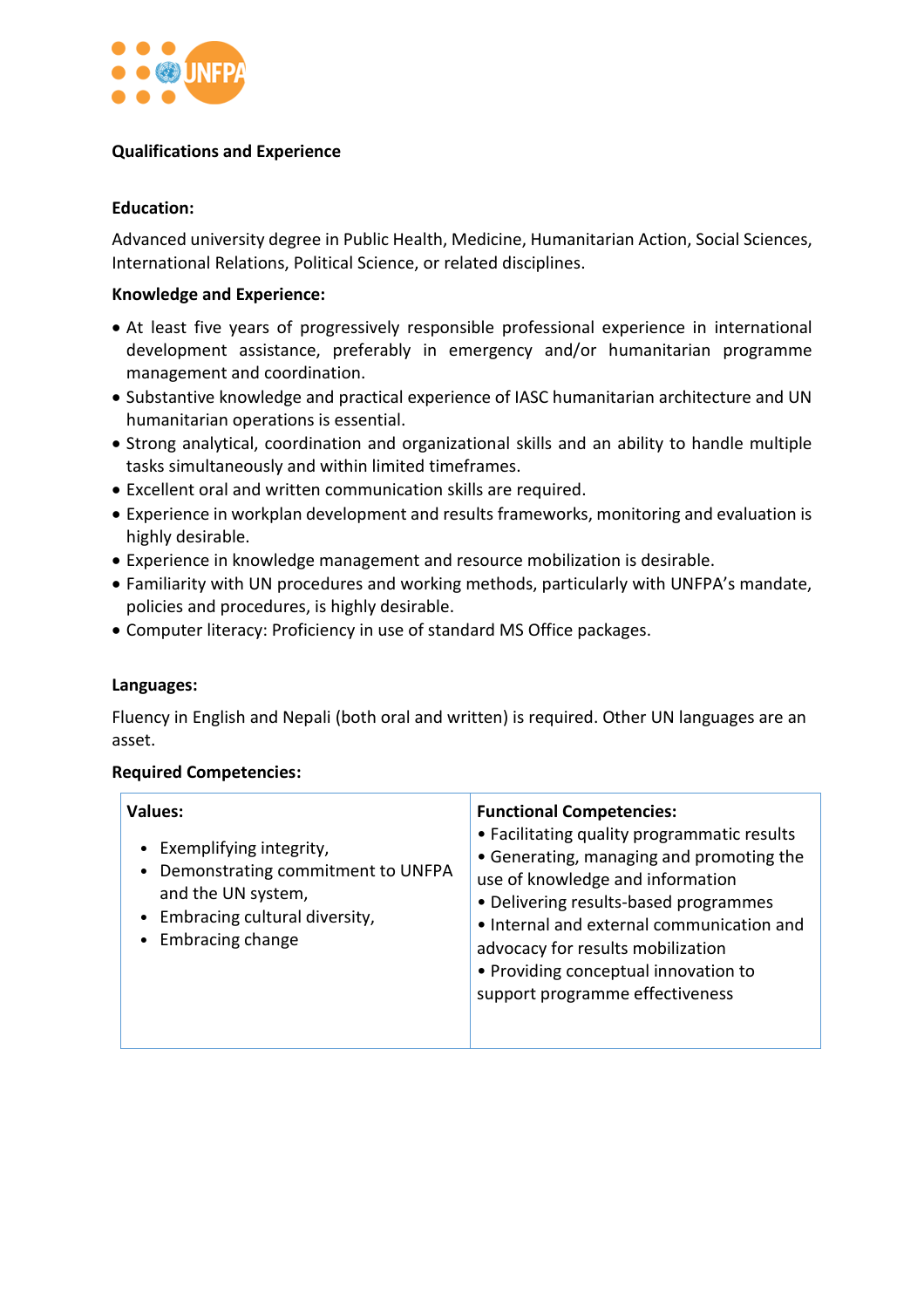**Qualifications and Experience**

**Education:**

Advanced university degree in Public Health, Medicine, Humanitarian Action, Social Sciences, International Relations, Political Science, or related disciplines.

**Knowledge and Experience:**

- At least five years of progressively responsible professional experience in international development assistance, preferably in emergency and/or humanitarian programme management and coordination.
- Substantive knowledge and practical experience of IASC humanitarian architecture and UN humanitarian operations is essential.
- Strong analytical, coordination and organizational skills and an ability to handle multiple tasks simultaneously and within limited timeframes.
- Excellent oral and written communication skills are required.
- Experience in workplan development and results frameworks, monitoring and evaluation is highly desirable.
- Experience in knowledge management and resource mobilization is desirable.
- Familiarity with UN procedures and working methods, particularly with UNFPA's mandate, policies and procedures, is highly desirable.
- Computer literacy: Proficiency in use of standard MS Office packages.

**Languages:**

Fluency in English and Nepali (both oral and written) is required. Other UN languages are an asset.

**Required Competencies:**

| **Values:** | **Functional Competencies:** |
| --- | --- |
| • Exemplifying integrity,<br>• Demonstrating commitment to UNFPA and the UN system,<br>• Embracing cultural diversity,<br>• Embracing change | • Facilitating quality programmatic results<br>• Generating, managing and promoting the use of knowledge and information<br>• Delivering results-based programmes<br>• Internal and external communication and advocacy for results mobilization<br>• Providing conceptual innovation to support programme effectiveness |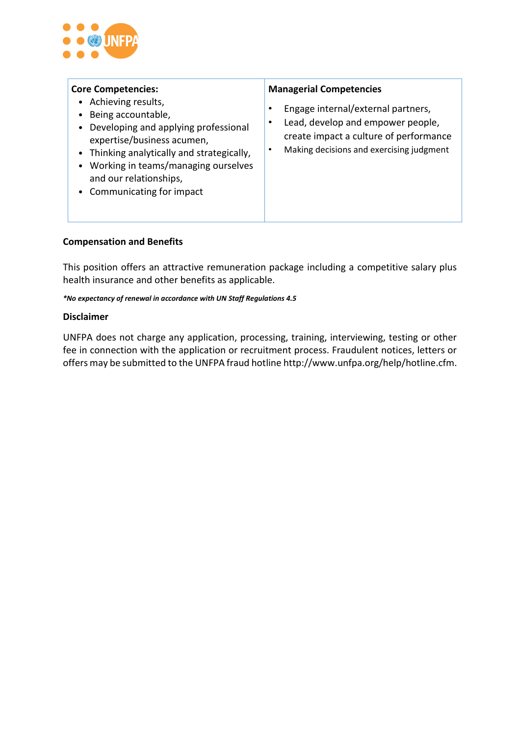| Core Competencies: | Managerial Competencies |
| --- | --- |
| • Achieving results,<br>• Being accountable,<br>• Developing and applying professional expertise/business acumen,<br>• Thinking analytically and strategically,<br>• Working in teams/managing ourselves and our relationships,<br>• Communicating for impact | • Engage internal/external partners,<br>• Lead, develop and empower people, create impact a culture of performance<br>• Making decisions and exercising judgment |

**Compensation and Benefits**

This position offers an attractive remuneration package including a competitive salary plus health insurance and other benefits as applicable.

***No expectancy of renewal in accordance with UN Staff Regulations 4.5***

**Disclaimer**

UNFPA does not charge any application, processing, training, interviewing, testing or other fee in connection with the application or recruitment process. Fraudulent notices, letters or offers may be submitted to the UNFPA fraud hotline http://www.unfpa.org/help/hotline.cfm.